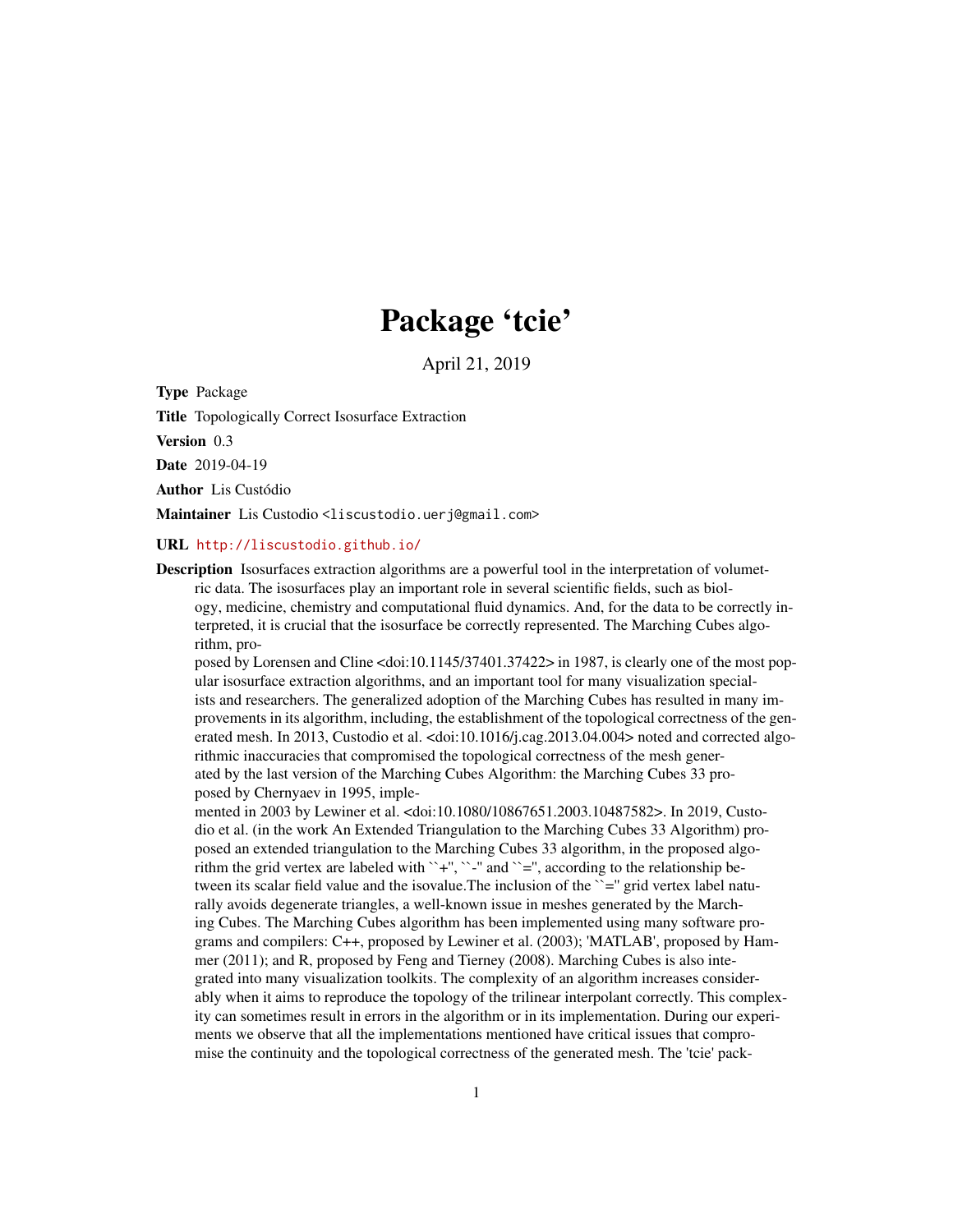# Package 'tcie'

April 21, 2019

**Type** Package

**Title** Topologically Correct Isosurface Extraction

**Version** 0.3

**Date** 2019-04-19

**Author** Lis Custódio

**Maintainer** Lis Custodio <liscustodio.uerj@gmail.com>

**URL** http://liscustodio.github.io/

**Description** Isosurfaces extraction algorithms are a powerful tool in the interpretation of volumetric data. The isosurfaces play an important role in several scientific fields, such as biology, medicine, chemistry and computational fluid dynamics. And, for the data to be correctly interpreted, it is crucial that the isosurface be correctly represented. The Marching Cubes algorithm, proposed by Lorensen and Cline <doi:10.1145/37401.37422> in 1987, is clearly one of the most popular isosurface extraction algorithms, and an important tool for many visualization specialists and researchers. The generalized adoption of the Marching Cubes has resulted in many improvements in its algorithm, including, the establishment of the topological correctness of the generated mesh. In 2013, Custodio et al. <doi:10.1016/j.cag.2013.04.004> noted and corrected algorithmic inaccuracies that compromised the topological correctness of the mesh generated by the last version of the Marching Cubes Algorithm: the Marching Cubes 33 proposed by Chernyaev in 1995, implemented in 2003 by Lewiner et al. <doi:10.1080/10867651.2003.10487582>. In 2019, Custodio et al. (in the work An Extended Triangulation to the Marching Cubes 33 Algorithm) proposed an extended triangulation to the Marching Cubes 33 algorithm, in the proposed algorithm the grid vertex are labeled with ``+'', ``-'' and ``='', according to the relationship between its scalar field value and the isovalue.The inclusion of the ``='' grid vertex label naturally avoids degenerate triangles, a well-known issue in meshes generated by the Marching Cubes. The Marching Cubes algorithm has been implemented using many software programs and compilers: C++, proposed by Lewiner et al. (2003); 'MATLAB', proposed by Hammer (2011); and R, proposed by Feng and Tierney (2008). Marching Cubes is also integrated into many visualization toolkits. The complexity of an algorithm increases considerably when it aims to reproduce the topology of the trilinear interpolant correctly. This complexity can sometimes result in errors in the algorithm or in its implementation. During our experiments we observe that all the implementations mentioned have critical issues that compromise the continuity and the topological correctness of the generated mesh. The 'tcie' pack-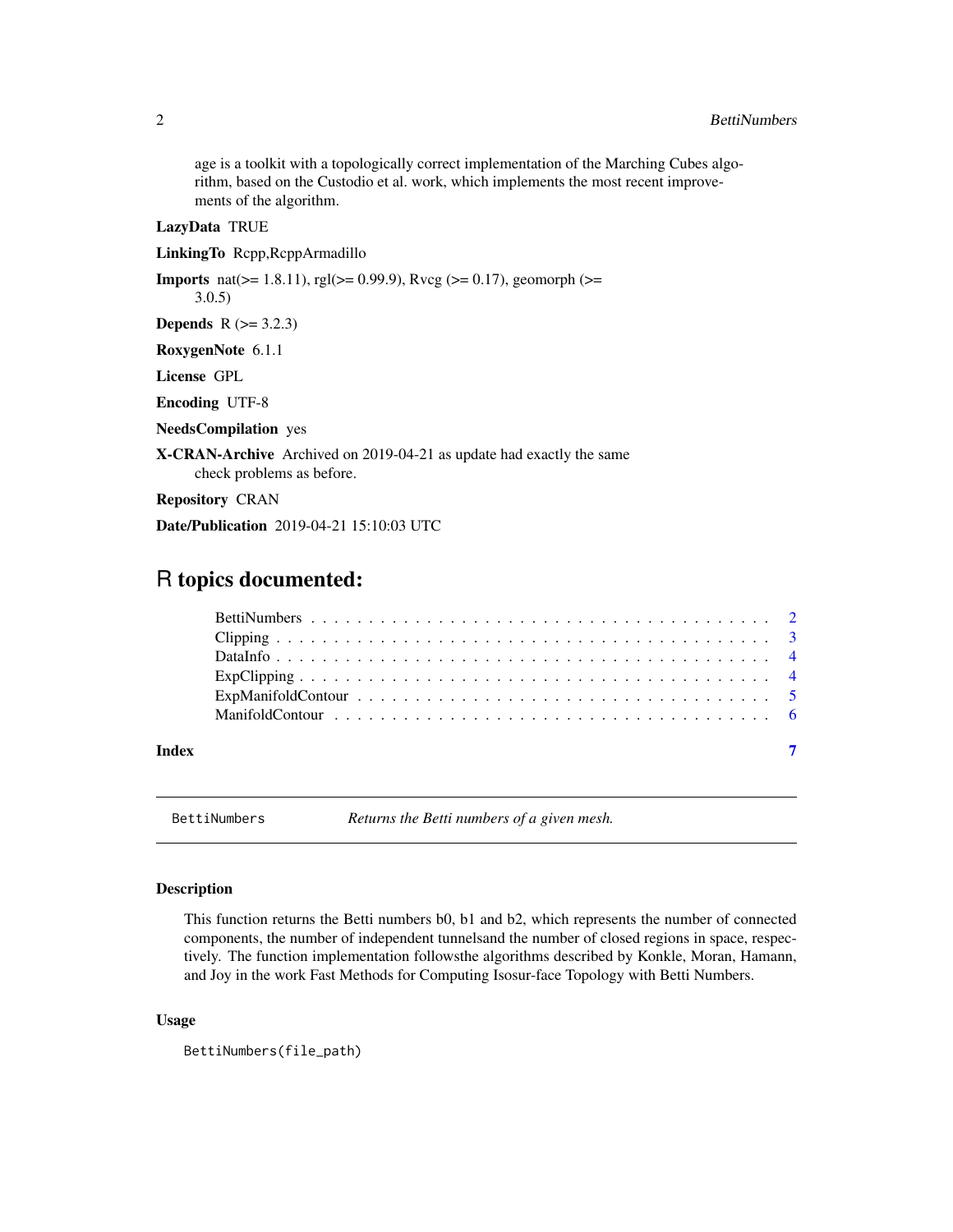age is a toolkit with a topologically correct implementation of the Marching Cubes algorithm, based on the Custodio et al. work, which implements the most recent improvements of the algorithm.

**LazyData** TRUE

**LinkingTo** Rcpp,RcppArmadillo

**Imports** nat(>= 1.8.11), rgl(>= 0.99.9), Rvcg (>= 0.17), geomorph (>= 3.0.5)

**Depends** R (>= 3.2.3)

**RoxygenNote** 6.1.1

**License** GPL

**Encoding** UTF-8

**NeedsCompilation** yes

**X-CRAN-Archive** Archived on 2019-04-21 as update had exactly the same check problems as before.

**Repository** CRAN

**Date/Publication** 2019-04-21 15:10:03 UTC

# R topics documented:

- BettiNumbers . . . . . . . . . . . . . . . . . . . . . . . . . . . . . . . . . . . . . . . . 2
- Clipping . . . . . . . . . . . . . . . . . . . . . . . . . . . . . . . . . . . . . . . . . . . 3
- DataInfo . . . . . . . . . . . . . . . . . . . . . . . . . . . . . . . . . . . . . . . . . . . 4
- ExpClipping . . . . . . . . . . . . . . . . . . . . . . . . . . . . . . . . . . . . . . . . . 4
- ExpManifoldContour . . . . . . . . . . . . . . . . . . . . . . . . . . . . . . . . . . . 5
- ManifoldContour . . . . . . . . . . . . . . . . . . . . . . . . . . . . . . . . . . . . . 6

**Index** 7

---

## BettiNumbers — *Returns the Betti numbers of a given mesh.*

### Description

This function returns the Betti numbers b0, b1 and b2, which represents the number of connected components, the number of independent tunnelsand the number of closed regions in space, respectively. The function implementation followsthe algorithms described by Konkle, Moran, Hamann, and Joy in the work Fast Methods for Computing Isosur-face Topology with Betti Numbers.

### Usage

```
BettiNumbers(file_path)
```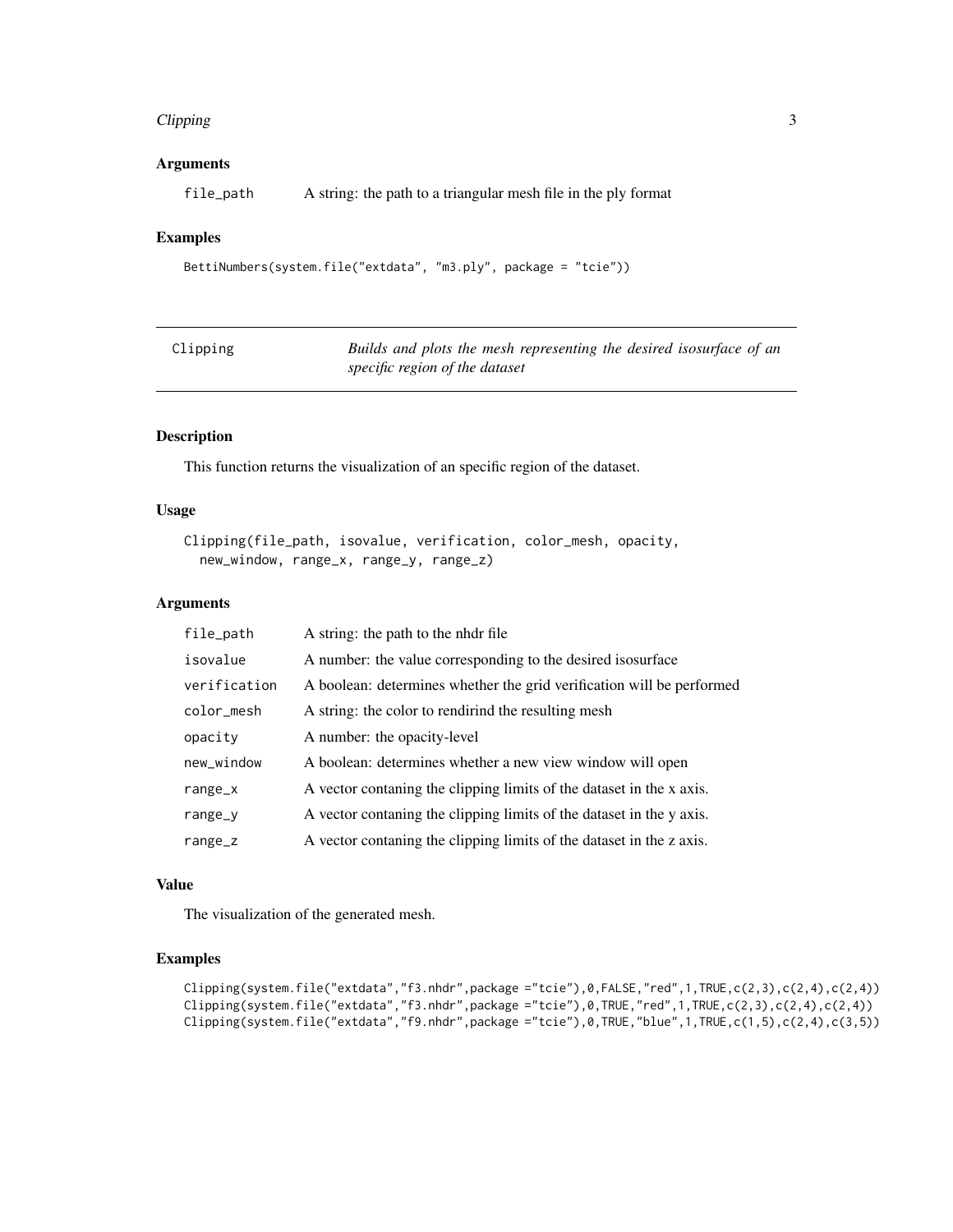### Arguments

file_path A string: the path to a triangular mesh file in the ply format

### Examples

```
BettiNumbers(system.file("extdata", "m3.ply", package = "tcie"))
```

---

## Clipping — *Builds and plots the mesh representing the desired isosurface of an specific region of the dataset*

---

### Description

This function returns the visualization of an specific region of the dataset.

### Usage

```
Clipping(file_path, isovalue, verification, color_mesh, opacity,
  new_window, range_x, range_y, range_z)
```

### Arguments

| | |
|---|---|
| file_path | A string: the path to the nhdr file |
| isovalue | A number: the value corresponding to the desired isosurface |
| verification | A boolean: determines whether the grid verification will be performed |
| color_mesh | A string: the color to rendirind the resulting mesh |
| opacity | A number: the opacity-level |
| new_window | A boolean: determines whether a new view window will open |
| range_x | A vector contaning the clipping limits of the dataset in the x axis. |
| range_y | A vector contaning the clipping limits of the dataset in the y axis. |
| range_z | A vector contaning the clipping limits of the dataset in the z axis. |

### Value

The visualization of the generated mesh.

### Examples

```
Clipping(system.file("extdata","f3.nhdr",package ="tcie"),0,FALSE,"red",1,TRUE,c(2,3),c(2,4),c(2,4))
Clipping(system.file("extdata","f3.nhdr",package ="tcie"),0,TRUE,"red",1,TRUE,c(2,3),c(2,4),c(2,4))
Clipping(system.file("extdata","f9.nhdr",package ="tcie"),0,TRUE,"blue",1,TRUE,c(1,5),c(2,4),c(3,5))
```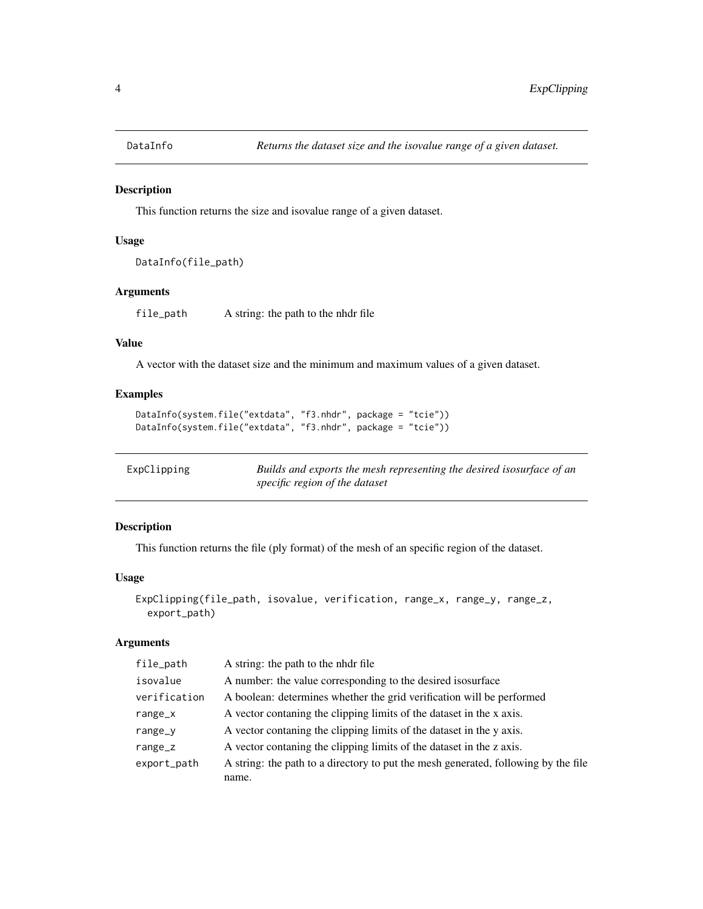## DataInfo

*Returns the dataset size and the isovalue range of a given dataset.*

### Description

This function returns the size and isovalue range of a given dataset.

### Usage

```
DataInfo(file_path)
```

### Arguments

| | |
|---|---|
| file_path | A string: the path to the nhdr file |

### Value

A vector with the dataset size and the minimum and maximum values of a given dataset.

### Examples

```
DataInfo(system.file("extdata", "f3.nhdr", package = "tcie"))
DataInfo(system.file("extdata", "f3.nhdr", package = "tcie"))
```

## ExpClipping

*Builds and exports the mesh representing the desired isosurface of an specific region of the dataset*

### Description

This function returns the file (ply format) of the mesh of an specific region of the dataset.

### Usage

```
ExpClipping(file_path, isovalue, verification, range_x, range_y, range_z,
  export_path)
```

### Arguments

| | |
|---|---|
| file_path | A string: the path to the nhdr file |
| isovalue | A number: the value corresponding to the desired isosurface |
| verification | A boolean: determines whether the grid verification will be performed |
| range_x | A vector contaning the clipping limits of the dataset in the x axis. |
| range_y | A vector contaning the clipping limits of the dataset in the y axis. |
| range_z | A vector contaning the clipping limits of the dataset in the z axis. |
| export_path | A string: the path to a directory to put the mesh generated, following by the file name. |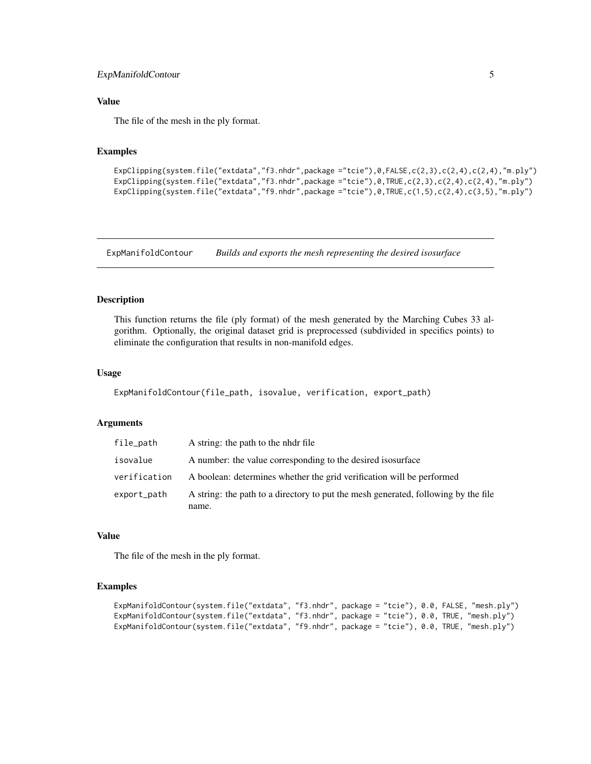### Value

The file of the mesh in the ply format.

### Examples

```
ExpClipping(system.file("extdata","f3.nhdr",package ="tcie"),0,FALSE,c(2,3),c(2,4),c(2,4),"m.ply")
ExpClipping(system.file("extdata","f3.nhdr",package ="tcie"),0,TRUE,c(2,3),c(2,4),c(2,4),"m.ply")
ExpClipping(system.file("extdata","f9.nhdr",package ="tcie"),0,TRUE,c(1,5),c(2,4),c(3,5),"m.ply")
```

---

## ExpManifoldContour    *Builds and exports the mesh representing the desired isosurface*

---

### Description

This function returns the file (ply format) of the mesh generated by the Marching Cubes 33 algorithm. Optionally, the original dataset grid is preprocessed (subdivided in specifics points) to eliminate the configuration that results in non-manifold edges.

### Usage

```
ExpManifoldContour(file_path, isovalue, verification, export_path)
```

### Arguments

| | |
|---|---|
| `file_path` | A string: the path to the nhdr file |
| `isovalue` | A number: the value corresponding to the desired isosurface |
| `verification` | A boolean: determines whether the grid verification will be performed |
| `export_path` | A string: the path to a directory to put the mesh generated, following by the file name. |

### Value

The file of the mesh in the ply format.

### Examples

```
ExpManifoldContour(system.file("extdata", "f3.nhdr", package = "tcie"), 0.0, FALSE, "mesh.ply")
ExpManifoldContour(system.file("extdata", "f3.nhdr", package = "tcie"), 0.0, TRUE, "mesh.ply")
ExpManifoldContour(system.file("extdata", "f9.nhdr", package = "tcie"), 0.0, TRUE, "mesh.ply")
```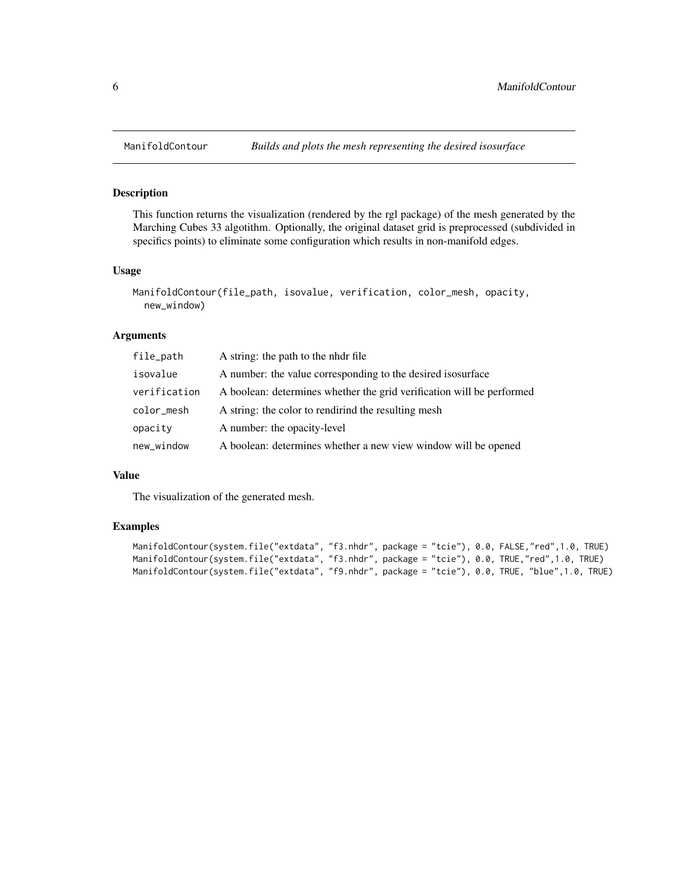ManifoldContour *Builds and plots the mesh representing the desired isosurface*

## Description

This function returns the visualization (rendered by the rgl package) of the mesh generated by the Marching Cubes 33 algotithm. Optionally, the original dataset grid is preprocessed (subdivided in specifics points) to eliminate some configuration which results in non-manifold edges.

## Usage

```
ManifoldContour(file_path, isovalue, verification, color_mesh, opacity,
  new_window)
```

## Arguments

| | |
|---|---|
| `file_path` | A string: the path to the nhdr file |
| `isovalue` | A number: the value corresponding to the desired isosurface |
| `verification` | A boolean: determines whether the grid verification will be performed |
| `color_mesh` | A string: the color to rendirind the resulting mesh |
| `opacity` | A number: the opacity-level |
| `new_window` | A boolean: determines whether a new view window will be opened |

## Value

The visualization of the generated mesh.

## Examples

```
ManifoldContour(system.file("extdata", "f3.nhdr", package = "tcie"), 0.0, FALSE,"red",1.0, TRUE)
ManifoldContour(system.file("extdata", "f3.nhdr", package = "tcie"), 0.0, TRUE,"red",1.0, TRUE)
ManifoldContour(system.file("extdata", "f9.nhdr", package = "tcie"), 0.0, TRUE, "blue",1.0, TRUE)
```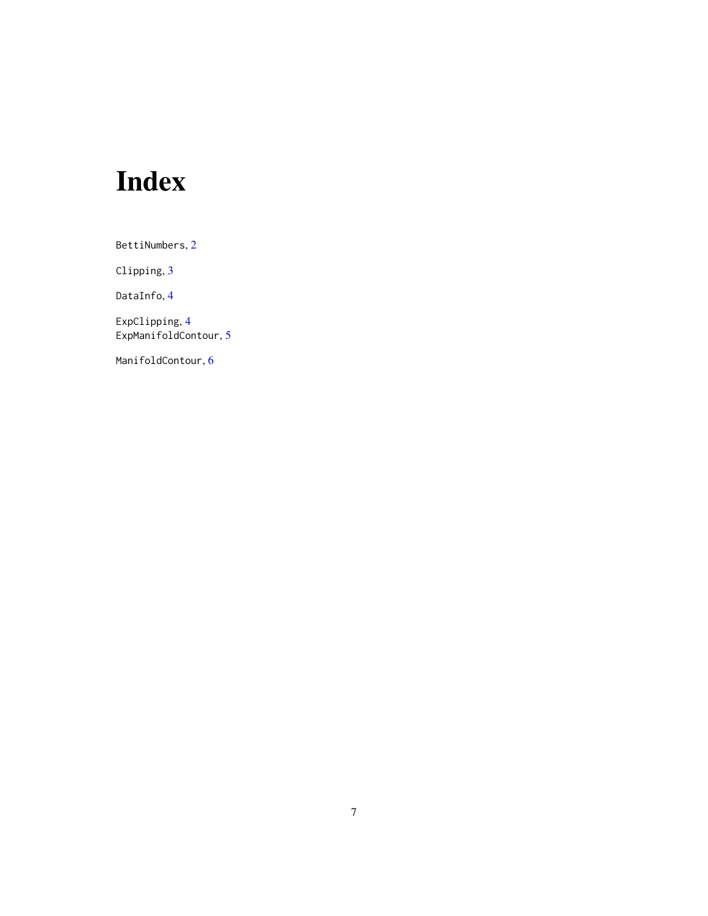# Index

BettiNumbers, 2

Clipping, 3

DataInfo, 4

ExpClipping, 4
ExpManifoldContour, 5

ManifoldContour, 6